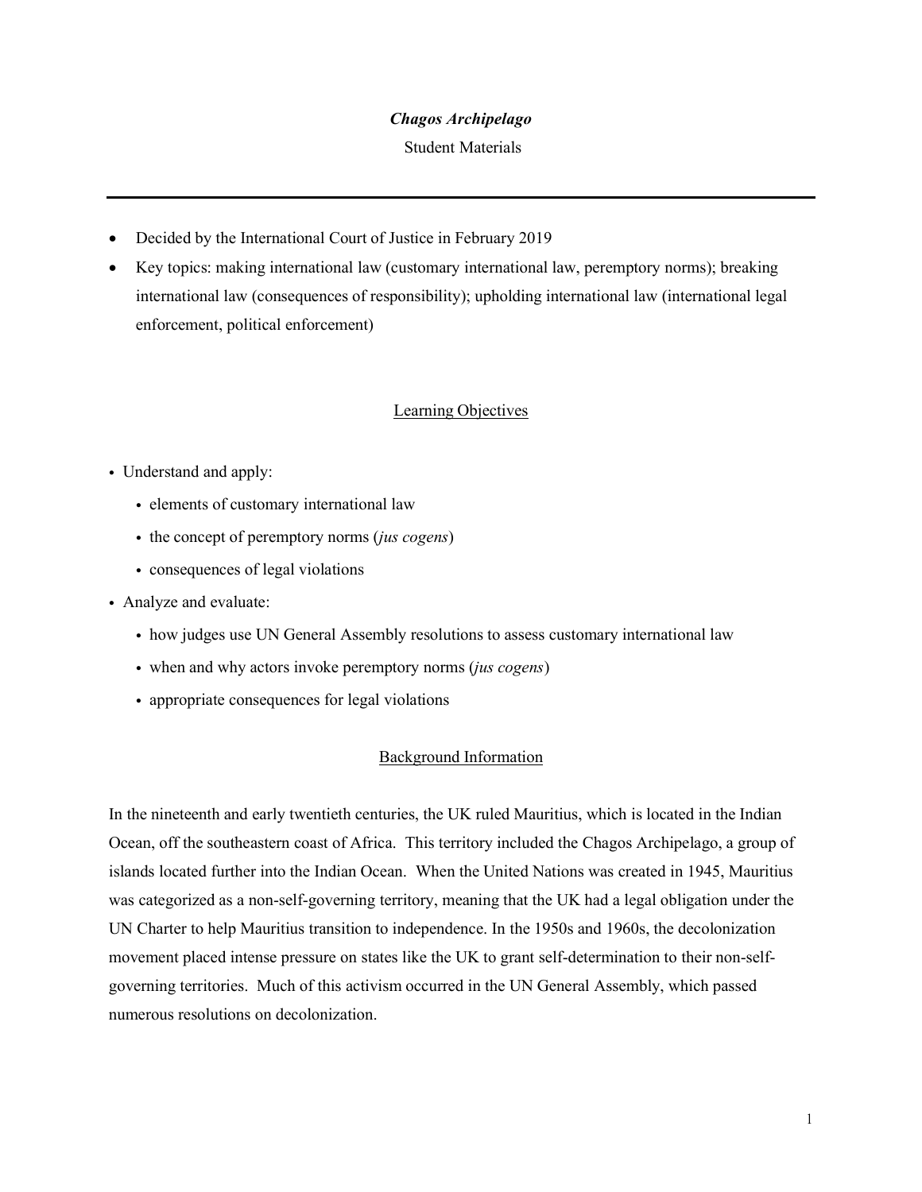# *Chagos Archipelago*

Student Materials

---

- Decided by the International Court of Justice in February 2019
- Key topics: making international law (customary international law, peremptory norms); breaking international law (consequences of responsibility); upholding international law (international legal enforcement, political enforcement)

## Learning Objectives

- Understand and apply:
  - elements of customary international law
  - the concept of peremptory norms (*jus cogens*)
  - consequences of legal violations
- Analyze and evaluate:
  - how judges use UN General Assembly resolutions to assess customary international law
  - when and why actors invoke peremptory norms (*jus cogens*)
  - appropriate consequences for legal violations

## Background Information

In the nineteenth and early twentieth centuries, the UK ruled Mauritius, which is located in the Indian Ocean, off the southeastern coast of Africa. This territory included the Chagos Archipelago, a group of islands located further into the Indian Ocean. When the United Nations was created in 1945, Mauritius was categorized as a non-self-governing territory, meaning that the UK had a legal obligation under the UN Charter to help Mauritius transition to independence. In the 1950s and 1960s, the decolonization movement placed intense pressure on states like the UK to grant self-determination to their non-self-governing territories. Much of this activism occurred in the UN General Assembly, which passed numerous resolutions on decolonization.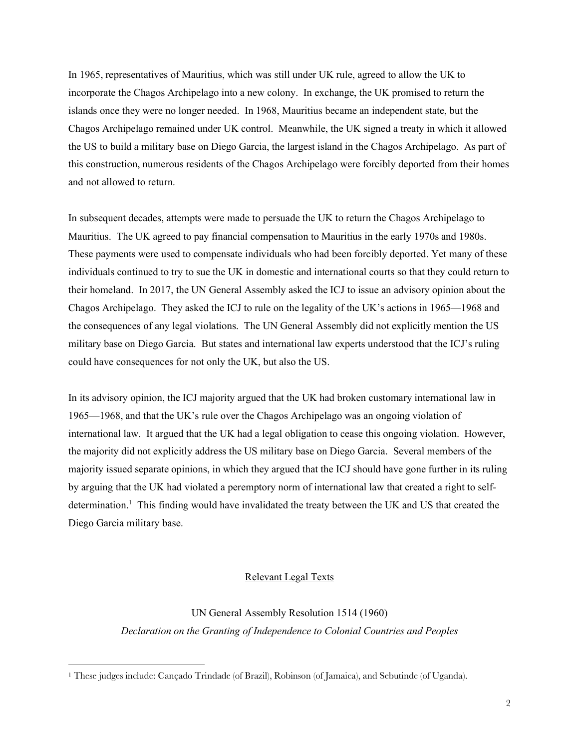In 1965, representatives of Mauritius, which was still under UK rule, agreed to allow the UK to incorporate the Chagos Archipelago into a new colony. In exchange, the UK promised to return the islands once they were no longer needed. In 1968, Mauritius became an independent state, but the Chagos Archipelago remained under UK control. Meanwhile, the UK signed a treaty in which it allowed the US to build a military base on Diego Garcia, the largest island in the Chagos Archipelago. As part of this construction, numerous residents of the Chagos Archipelago were forcibly deported from their homes and not allowed to return.

In subsequent decades, attempts were made to persuade the UK to return the Chagos Archipelago to Mauritius. The UK agreed to pay financial compensation to Mauritius in the early 1970s and 1980s. These payments were used to compensate individuals who had been forcibly deported. Yet many of these individuals continued to try to sue the UK in domestic and international courts so that they could return to their homeland. In 2017, the UN General Assembly asked the ICJ to issue an advisory opinion about the Chagos Archipelago. They asked the ICJ to rule on the legality of the UK's actions in 1965—1968 and the consequences of any legal violations. The UN General Assembly did not explicitly mention the US military base on Diego Garcia. But states and international law experts understood that the ICJ's ruling could have consequences for not only the UK, but also the US.

In its advisory opinion, the ICJ majority argued that the UK had broken customary international law in 1965—1968, and that the UK's rule over the Chagos Archipelago was an ongoing violation of international law. It argued that the UK had a legal obligation to cease this ongoing violation. However, the majority did not explicitly address the US military base on Diego Garcia. Several members of the majority issued separate opinions, in which they argued that the ICJ should have gone further in its ruling by arguing that the UK had violated a peremptory norm of international law that created a right to self-determination.[1] This finding would have invalidated the treaty between the UK and US that created the Diego Garcia military base.

## Relevant Legal Texts

UN General Assembly Resolution 1514 (1960)

*Declaration on the Granting of Independence to Colonial Countries and Peoples*

[1] These judges include: Cançado Trindade (of Brazil), Robinson (of Jamaica), and Sebutinde (of Uganda).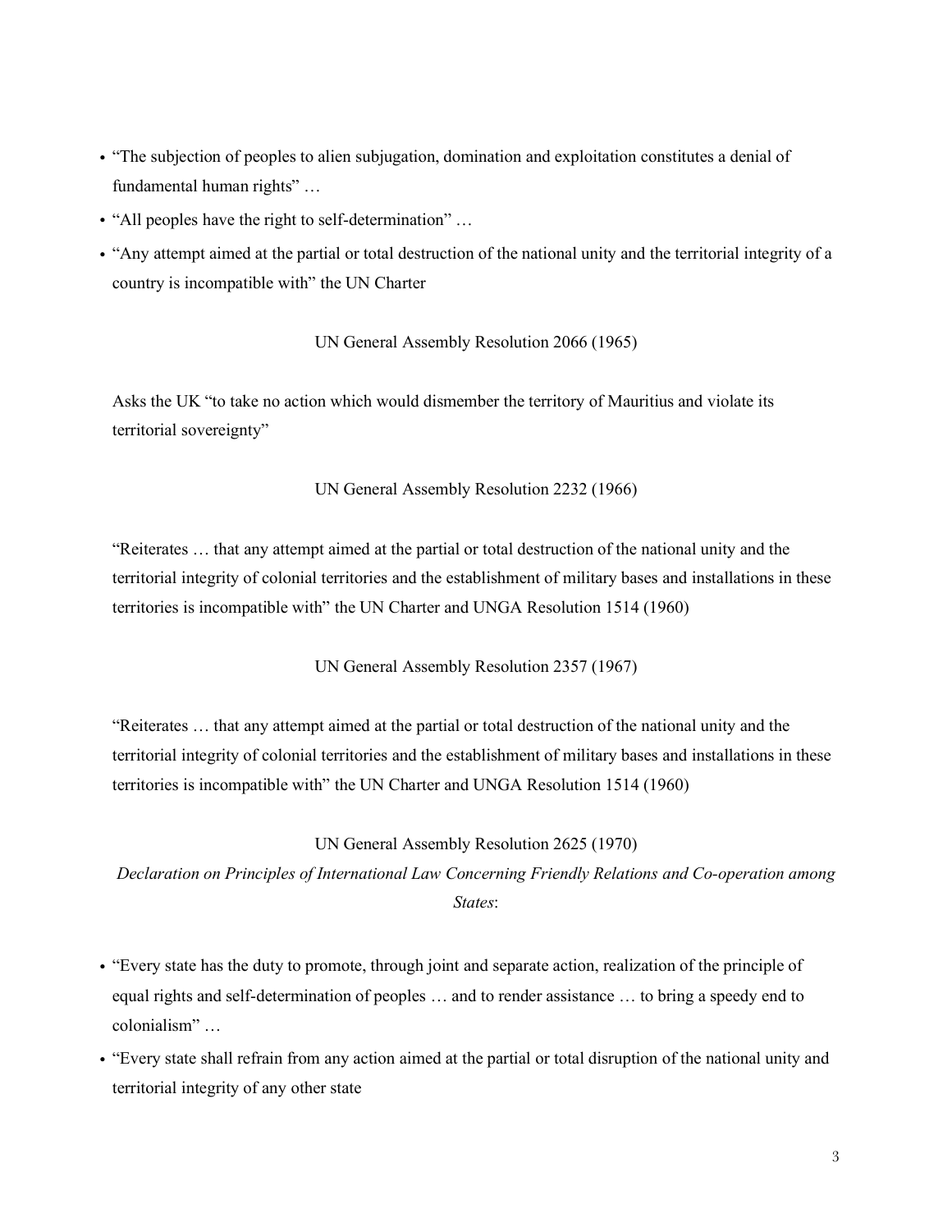- "The subjection of peoples to alien subjugation, domination and exploitation constitutes a denial of fundamental human rights" …
- "All peoples have the right to self-determination" …
- "Any attempt aimed at the partial or total destruction of the national unity and the territorial integrity of a country is incompatible with" the UN Charter

UN General Assembly Resolution 2066 (1965)

Asks the UK "to take no action which would dismember the territory of Mauritius and violate its territorial sovereignty"

UN General Assembly Resolution 2232 (1966)

"Reiterates … that any attempt aimed at the partial or total destruction of the national unity and the territorial integrity of colonial territories and the establishment of military bases and installations in these territories is incompatible with" the UN Charter and UNGA Resolution 1514 (1960)

UN General Assembly Resolution 2357 (1967)

"Reiterates … that any attempt aimed at the partial or total destruction of the national unity and the territorial integrity of colonial territories and the establishment of military bases and installations in these territories is incompatible with" the UN Charter and UNGA Resolution 1514 (1960)

UN General Assembly Resolution 2625 (1970)

*Declaration on Principles of International Law Concerning Friendly Relations and Co-operation among States*:

- "Every state has the duty to promote, through joint and separate action, realization of the principle of equal rights and self-determination of peoples … and to render assistance … to bring a speedy end to colonialism" …
- "Every state shall refrain from any action aimed at the partial or total disruption of the national unity and territorial integrity of any other state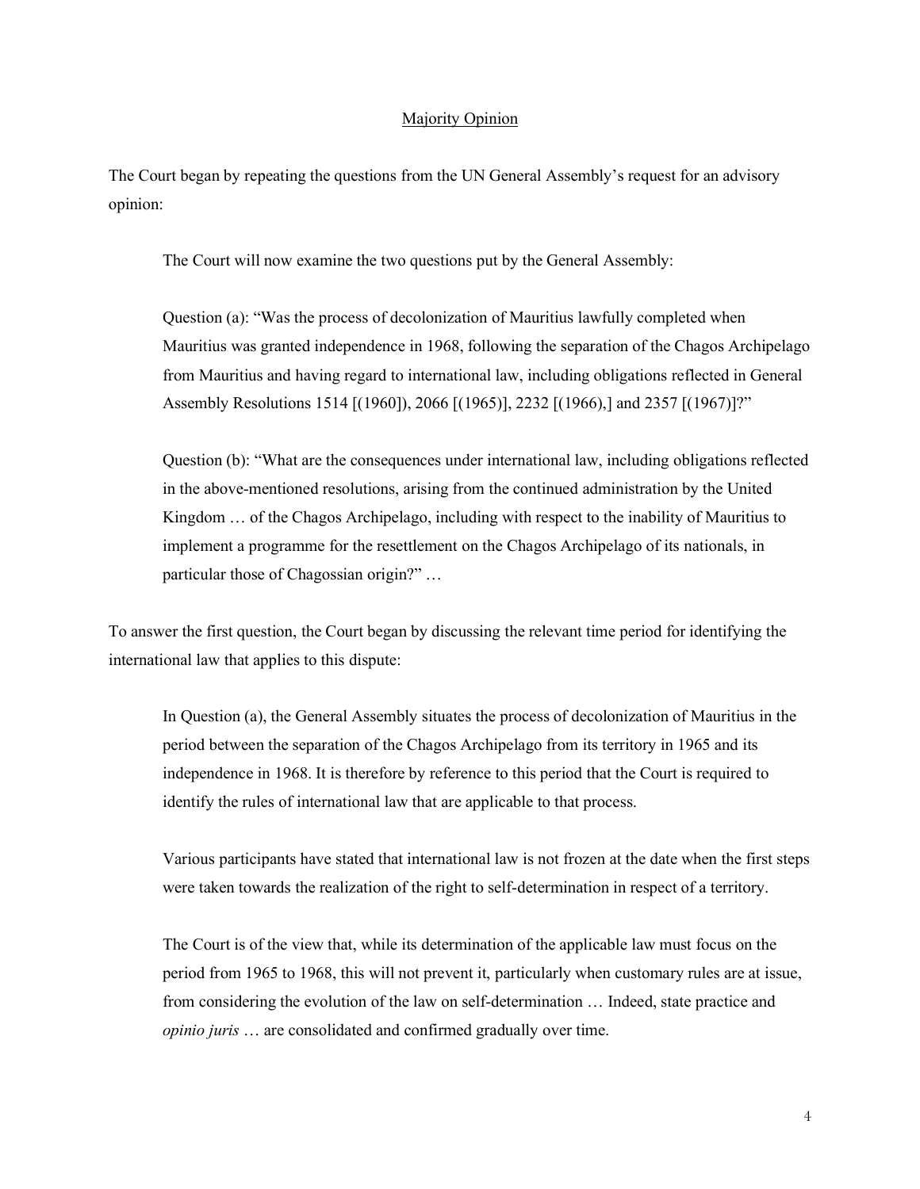## Majority Opinion

The Court began by repeating the questions from the UN General Assembly's request for an advisory opinion:

> The Court will now examine the two questions put by the General Assembly:
>
> Question (a): "Was the process of decolonization of Mauritius lawfully completed when Mauritius was granted independence in 1968, following the separation of the Chagos Archipelago from Mauritius and having regard to international law, including obligations reflected in General Assembly Resolutions 1514 [(1960]), 2066 [(1965)], 2232 [(1966),] and 2357 [(1967)]?"
>
> Question (b): "What are the consequences under international law, including obligations reflected in the above-mentioned resolutions, arising from the continued administration by the United Kingdom … of the Chagos Archipelago, including with respect to the inability of Mauritius to implement a programme for the resettlement on the Chagos Archipelago of its nationals, in particular those of Chagossian origin?" …

To answer the first question, the Court began by discussing the relevant time period for identifying the international law that applies to this dispute:

> In Question (a), the General Assembly situates the process of decolonization of Mauritius in the period between the separation of the Chagos Archipelago from its territory in 1965 and its independence in 1968. It is therefore by reference to this period that the Court is required to identify the rules of international law that are applicable to that process.
>
> Various participants have stated that international law is not frozen at the date when the first steps were taken towards the realization of the right to self-determination in respect of a territory.
>
> The Court is of the view that, while its determination of the applicable law must focus on the period from 1965 to 1968, this will not prevent it, particularly when customary rules are at issue, from considering the evolution of the law on self-determination … Indeed, state practice and *opinio juris* … are consolidated and confirmed gradually over time.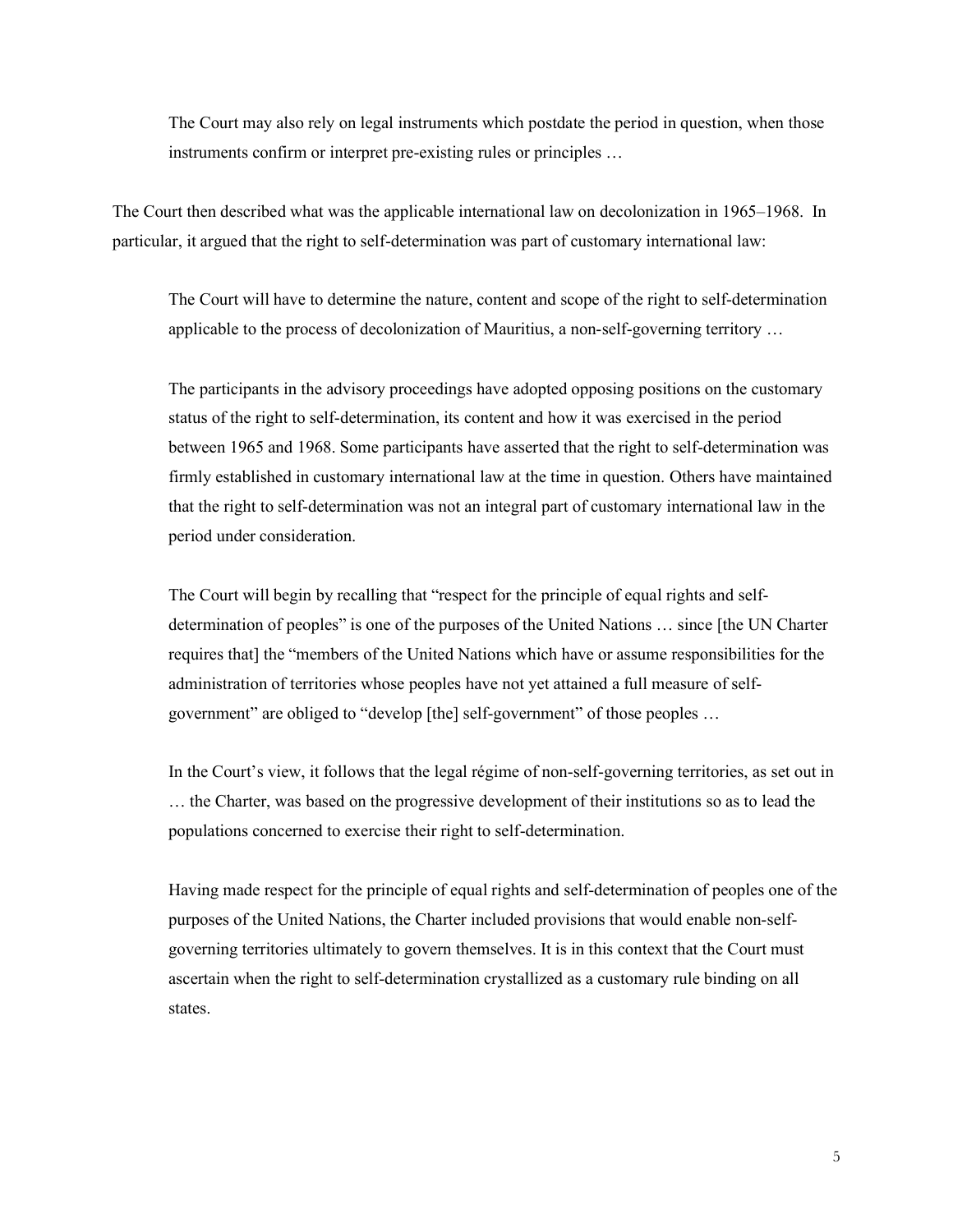> The Court may also rely on legal instruments which postdate the period in question, when those instruments confirm or interpret pre-existing rules or principles …

The Court then described what was the applicable international law on decolonization in 1965–1968. In particular, it argued that the right to self-determination was part of customary international law:

> The Court will have to determine the nature, content and scope of the right to self-determination applicable to the process of decolonization of Mauritius, a non-self-governing territory …
>
> The participants in the advisory proceedings have adopted opposing positions on the customary status of the right to self-determination, its content and how it was exercised in the period between 1965 and 1968. Some participants have asserted that the right to self-determination was firmly established in customary international law at the time in question. Others have maintained that the right to self-determination was not an integral part of customary international law in the period under consideration.
>
> The Court will begin by recalling that "respect for the principle of equal rights and self-determination of peoples" is one of the purposes of the United Nations … since [the UN Charter requires that] the "members of the United Nations which have or assume responsibilities for the administration of territories whose peoples have not yet attained a full measure of self-government" are obliged to "develop [the] self-government" of those peoples …
>
> In the Court's view, it follows that the legal régime of non-self-governing territories, as set out in … the Charter, was based on the progressive development of their institutions so as to lead the populations concerned to exercise their right to self-determination.
>
> Having made respect for the principle of equal rights and self-determination of peoples one of the purposes of the United Nations, the Charter included provisions that would enable non-self-governing territories ultimately to govern themselves. It is in this context that the Court must ascertain when the right to self-determination crystallized as a customary rule binding on all states.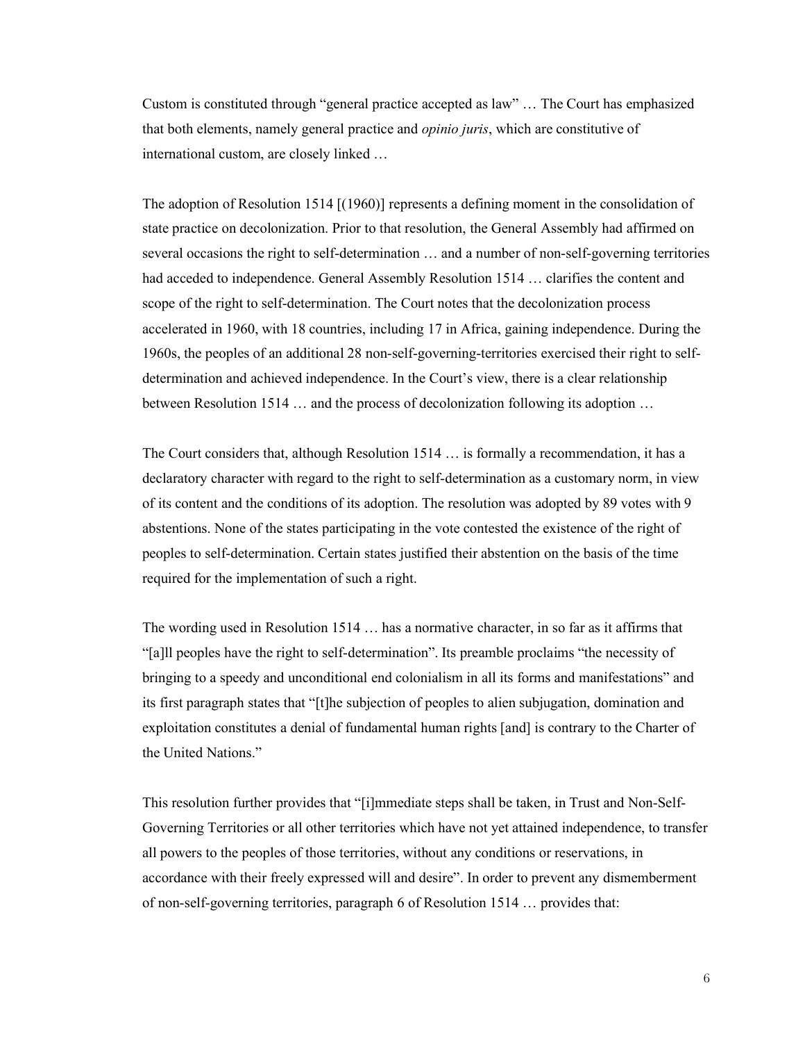Custom is constituted through "general practice accepted as law" … The Court has emphasized that both elements, namely general practice and *opinio juris*, which are constitutive of international custom, are closely linked …

The adoption of Resolution 1514 [(1960)] represents a defining moment in the consolidation of state practice on decolonization. Prior to that resolution, the General Assembly had affirmed on several occasions the right to self-determination … and a number of non-self-governing territories had acceded to independence. General Assembly Resolution 1514 … clarifies the content and scope of the right to self-determination. The Court notes that the decolonization process accelerated in 1960, with 18 countries, including 17 in Africa, gaining independence. During the 1960s, the peoples of an additional 28 non-self-governing-territories exercised their right to self-determination and achieved independence. In the Court's view, there is a clear relationship between Resolution 1514 … and the process of decolonization following its adoption …

The Court considers that, although Resolution 1514 … is formally a recommendation, it has a declaratory character with regard to the right to self-determination as a customary norm, in view of its content and the conditions of its adoption. The resolution was adopted by 89 votes with 9 abstentions. None of the states participating in the vote contested the existence of the right of peoples to self-determination. Certain states justified their abstention on the basis of the time required for the implementation of such a right.

The wording used in Resolution 1514 … has a normative character, in so far as it affirms that "[a]ll peoples have the right to self-determination". Its preamble proclaims "the necessity of bringing to a speedy and unconditional end colonialism in all its forms and manifestations" and its first paragraph states that "[t]he subjection of peoples to alien subjugation, domination and exploitation constitutes a denial of fundamental human rights [and] is contrary to the Charter of the United Nations."

This resolution further provides that "[i]mmediate steps shall be taken, in Trust and Non-Self-Governing Territories or all other territories which have not yet attained independence, to transfer all powers to the peoples of those territories, without any conditions or reservations, in accordance with their freely expressed will and desire". In order to prevent any dismemberment of non-self-governing territories, paragraph 6 of Resolution 1514 … provides that: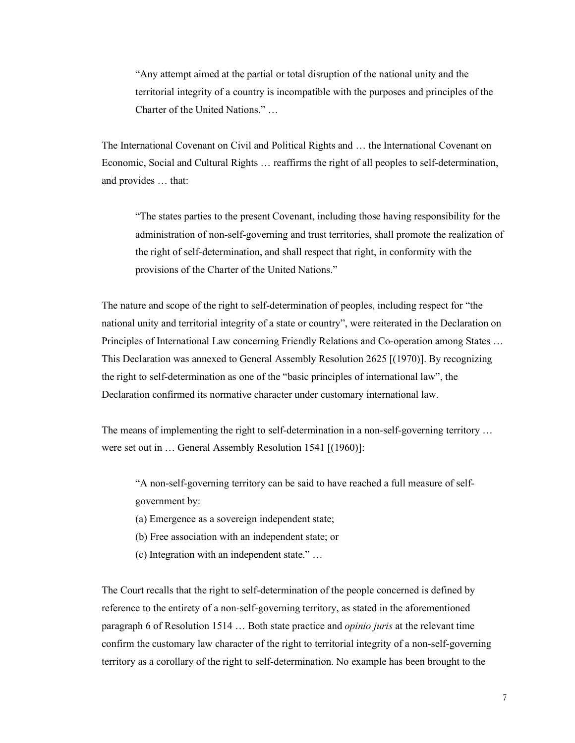> "Any attempt aimed at the partial or total disruption of the national unity and the territorial integrity of a country is incompatible with the purposes and principles of the Charter of the United Nations." …

The International Covenant on Civil and Political Rights and … the International Covenant on Economic, Social and Cultural Rights … reaffirms the right of all peoples to self-determination, and provides … that:

> "The states parties to the present Covenant, including those having responsibility for the administration of non-self-governing and trust territories, shall promote the realization of the right of self-determination, and shall respect that right, in conformity with the provisions of the Charter of the United Nations."

The nature and scope of the right to self-determination of peoples, including respect for "the national unity and territorial integrity of a state or country", were reiterated in the Declaration on Principles of International Law concerning Friendly Relations and Co-operation among States … This Declaration was annexed to General Assembly Resolution 2625 [(1970)]. By recognizing the right to self-determination as one of the "basic principles of international law", the Declaration confirmed its normative character under customary international law.

The means of implementing the right to self-determination in a non-self-governing territory … were set out in … General Assembly Resolution 1541 [(1960)]:

> "A non-self-governing territory can be said to have reached a full measure of self-government by:
>
> (a) Emergence as a sovereign independent state;
>
> (b) Free association with an independent state; or
>
> (c) Integration with an independent state." …

The Court recalls that the right to self-determination of the people concerned is defined by reference to the entirety of a non-self-governing territory, as stated in the aforementioned paragraph 6 of Resolution 1514 … Both state practice and *opinio juris* at the relevant time confirm the customary law character of the right to territorial integrity of a non-self-governing territory as a corollary of the right to self-determination. No example has been brought to the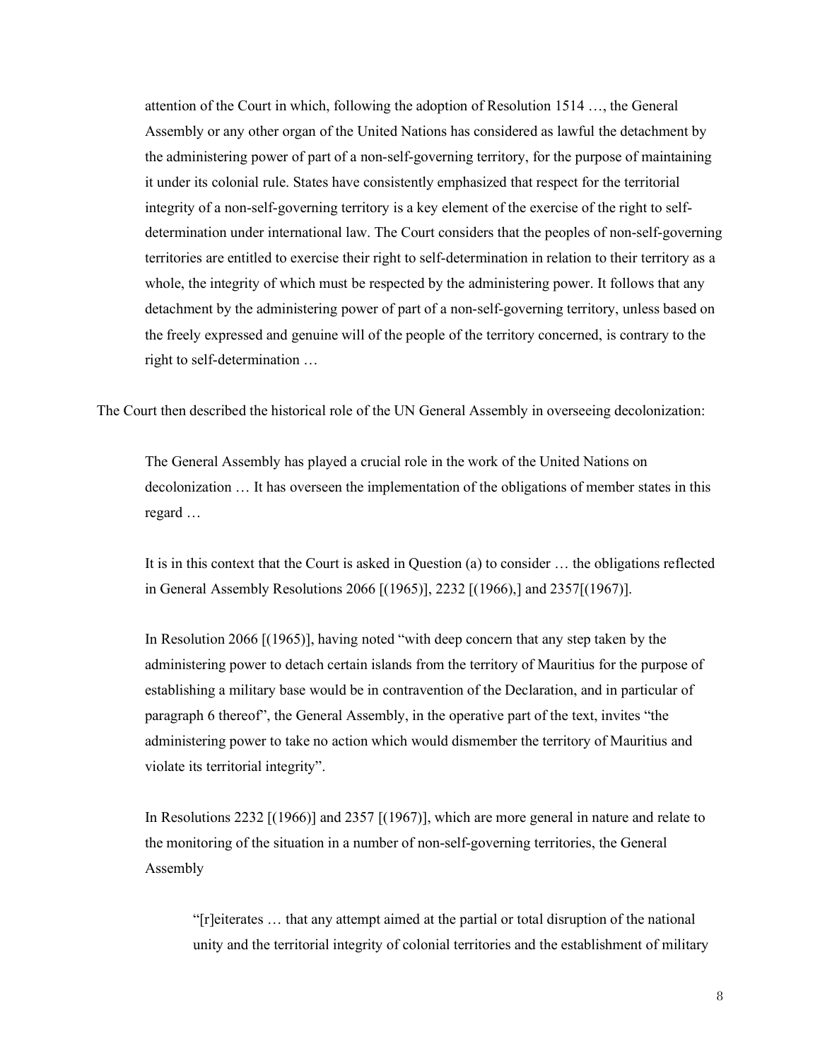> attention of the Court in which, following the adoption of Resolution 1514 …, the General Assembly or any other organ of the United Nations has considered as lawful the detachment by the administering power of part of a non-self-governing territory, for the purpose of maintaining it under its colonial rule. States have consistently emphasized that respect for the territorial integrity of a non-self-governing territory is a key element of the exercise of the right to self-determination under international law. The Court considers that the peoples of non-self-governing territories are entitled to exercise their right to self-determination in relation to their territory as a whole, the integrity of which must be respected by the administering power. It follows that any detachment by the administering power of part of a non-self-governing territory, unless based on the freely expressed and genuine will of the people of the territory concerned, is contrary to the right to self-determination …

The Court then described the historical role of the UN General Assembly in overseeing decolonization:

> The General Assembly has played a crucial role in the work of the United Nations on decolonization … It has overseen the implementation of the obligations of member states in this regard …
>
> It is in this context that the Court is asked in Question (a) to consider … the obligations reflected in General Assembly Resolutions 2066 [(1965)], 2232 [(1966),] and 2357[(1967)].
>
> In Resolution 2066 [(1965)], having noted "with deep concern that any step taken by the administering power to detach certain islands from the territory of Mauritius for the purpose of establishing a military base would be in contravention of the Declaration, and in particular of paragraph 6 thereof", the General Assembly, in the operative part of the text, invites "the administering power to take no action which would dismember the territory of Mauritius and violate its territorial integrity".
>
> In Resolutions 2232 [(1966)] and 2357 [(1967)], which are more general in nature and relate to the monitoring of the situation in a number of non-self-governing territories, the General Assembly
>
> > "[r]eiterates … that any attempt aimed at the partial or total disruption of the national unity and the territorial integrity of colonial territories and the establishment of military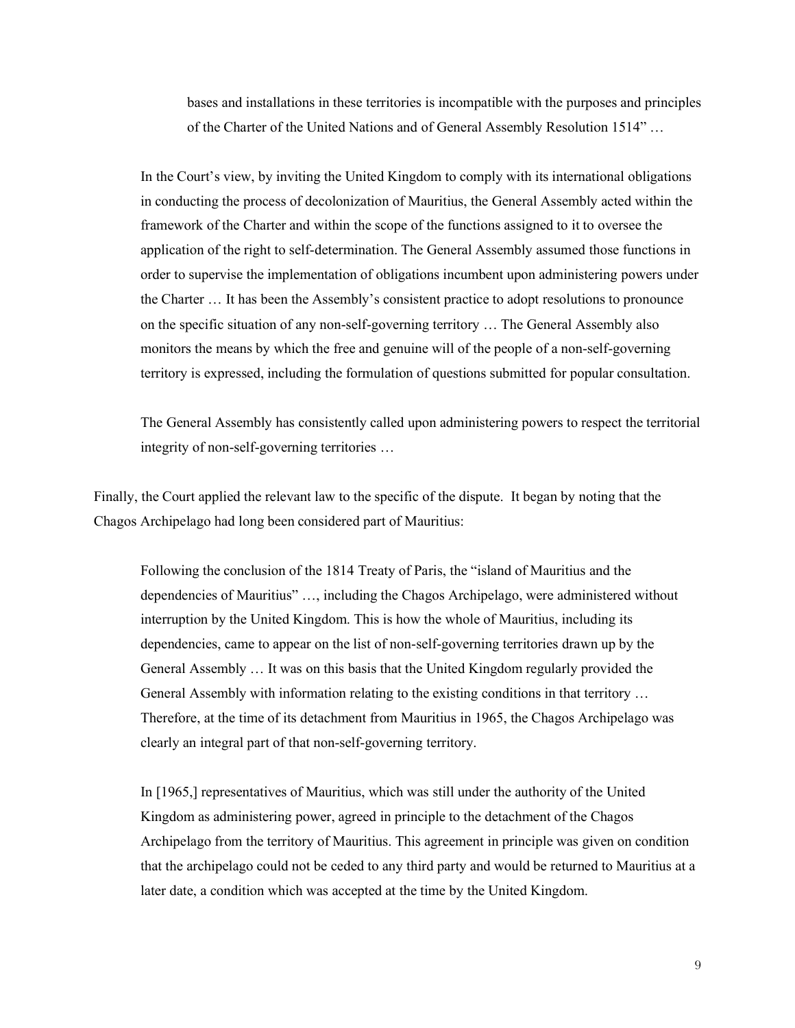> bases and installations in these territories is incompatible with the purposes and principles of the Charter of the United Nations and of General Assembly Resolution 1514" …
>
> In the Court's view, by inviting the United Kingdom to comply with its international obligations in conducting the process of decolonization of Mauritius, the General Assembly acted within the framework of the Charter and within the scope of the functions assigned to it to oversee the application of the right to self-determination. The General Assembly assumed those functions in order to supervise the implementation of obligations incumbent upon administering powers under the Charter … It has been the Assembly's consistent practice to adopt resolutions to pronounce on the specific situation of any non-self-governing territory … The General Assembly also monitors the means by which the free and genuine will of the people of a non-self-governing territory is expressed, including the formulation of questions submitted for popular consultation.
>
> The General Assembly has consistently called upon administering powers to respect the territorial integrity of non-self-governing territories …

Finally, the Court applied the relevant law to the specific of the dispute. It began by noting that the Chagos Archipelago had long been considered part of Mauritius:

> Following the conclusion of the 1814 Treaty of Paris, the "island of Mauritius and the dependencies of Mauritius" …, including the Chagos Archipelago, were administered without interruption by the United Kingdom. This is how the whole of Mauritius, including its dependencies, came to appear on the list of non-self-governing territories drawn up by the General Assembly … It was on this basis that the United Kingdom regularly provided the General Assembly with information relating to the existing conditions in that territory … Therefore, at the time of its detachment from Mauritius in 1965, the Chagos Archipelago was clearly an integral part of that non-self-governing territory.
>
> In [1965,] representatives of Mauritius, which was still under the authority of the United Kingdom as administering power, agreed in principle to the detachment of the Chagos Archipelago from the territory of Mauritius. This agreement in principle was given on condition that the archipelago could not be ceded to any third party and would be returned to Mauritius at a later date, a condition which was accepted at the time by the United Kingdom.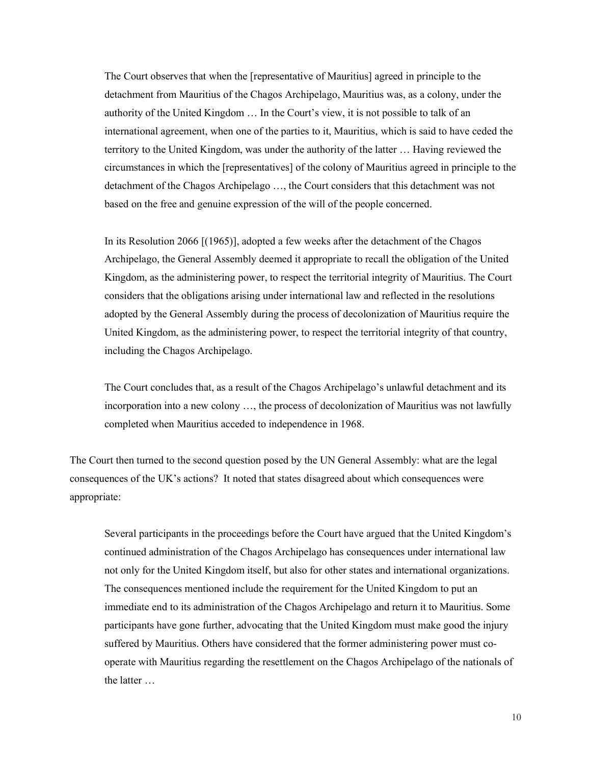> The Court observes that when the [representative of Mauritius] agreed in principle to the detachment from Mauritius of the Chagos Archipelago, Mauritius was, as a colony, under the authority of the United Kingdom … In the Court's view, it is not possible to talk of an international agreement, when one of the parties to it, Mauritius, which is said to have ceded the territory to the United Kingdom, was under the authority of the latter … Having reviewed the circumstances in which the [representatives] of the colony of Mauritius agreed in principle to the detachment of the Chagos Archipelago …, the Court considers that this detachment was not based on the free and genuine expression of the will of the people concerned.
>
> In its Resolution 2066 [(1965)], adopted a few weeks after the detachment of the Chagos Archipelago, the General Assembly deemed it appropriate to recall the obligation of the United Kingdom, as the administering power, to respect the territorial integrity of Mauritius. The Court considers that the obligations arising under international law and reflected in the resolutions adopted by the General Assembly during the process of decolonization of Mauritius require the United Kingdom, as the administering power, to respect the territorial integrity of that country, including the Chagos Archipelago.
>
> The Court concludes that, as a result of the Chagos Archipelago's unlawful detachment and its incorporation into a new colony …, the process of decolonization of Mauritius was not lawfully completed when Mauritius acceded to independence in 1968.

The Court then turned to the second question posed by the UN General Assembly: what are the legal consequences of the UK's actions? It noted that states disagreed about which consequences were appropriate:

> Several participants in the proceedings before the Court have argued that the United Kingdom's continued administration of the Chagos Archipelago has consequences under international law not only for the United Kingdom itself, but also for other states and international organizations. The consequences mentioned include the requirement for the United Kingdom to put an immediate end to its administration of the Chagos Archipelago and return it to Mauritius. Some participants have gone further, advocating that the United Kingdom must make good the injury suffered by Mauritius. Others have considered that the former administering power must co-operate with Mauritius regarding the resettlement on the Chagos Archipelago of the nationals of the latter …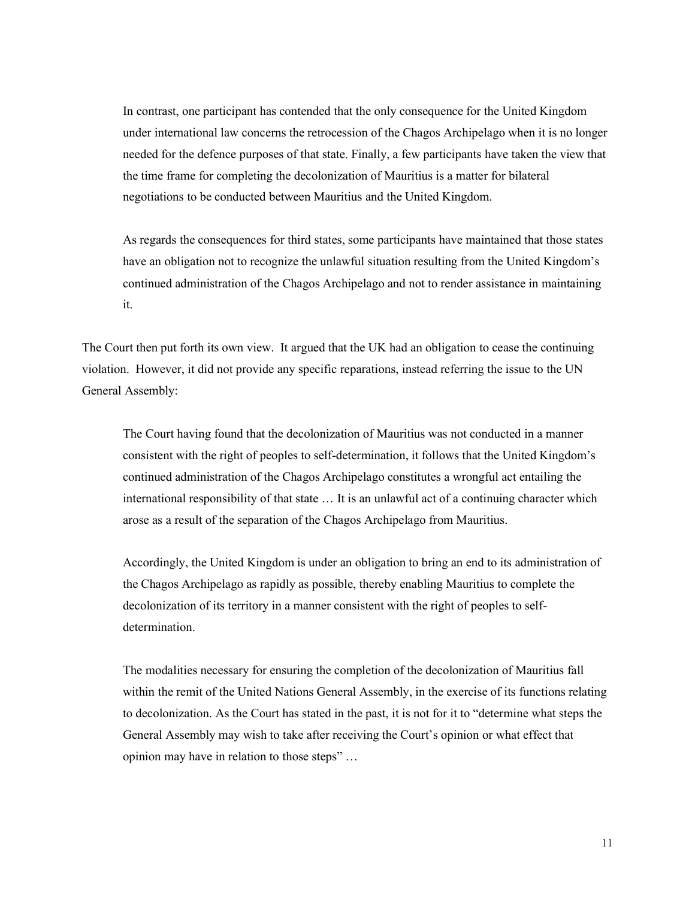> In contrast, one participant has contended that the only consequence for the United Kingdom under international law concerns the retrocession of the Chagos Archipelago when it is no longer needed for the defence purposes of that state. Finally, a few participants have taken the view that the time frame for completing the decolonization of Mauritius is a matter for bilateral negotiations to be conducted between Mauritius and the United Kingdom.
>
> As regards the consequences for third states, some participants have maintained that those states have an obligation not to recognize the unlawful situation resulting from the United Kingdom's continued administration of the Chagos Archipelago and not to render assistance in maintaining it.

The Court then put forth its own view. It argued that the UK had an obligation to cease the continuing violation. However, it did not provide any specific reparations, instead referring the issue to the UN General Assembly:

> The Court having found that the decolonization of Mauritius was not conducted in a manner consistent with the right of peoples to self-determination, it follows that the United Kingdom's continued administration of the Chagos Archipelago constitutes a wrongful act entailing the international responsibility of that state … It is an unlawful act of a continuing character which arose as a result of the separation of the Chagos Archipelago from Mauritius.
>
> Accordingly, the United Kingdom is under an obligation to bring an end to its administration of the Chagos Archipelago as rapidly as possible, thereby enabling Mauritius to complete the decolonization of its territory in a manner consistent with the right of peoples to self-determination.
>
> The modalities necessary for ensuring the completion of the decolonization of Mauritius fall within the remit of the United Nations General Assembly, in the exercise of its functions relating to decolonization. As the Court has stated in the past, it is not for it to "determine what steps the General Assembly may wish to take after receiving the Court's opinion or what effect that opinion may have in relation to those steps" …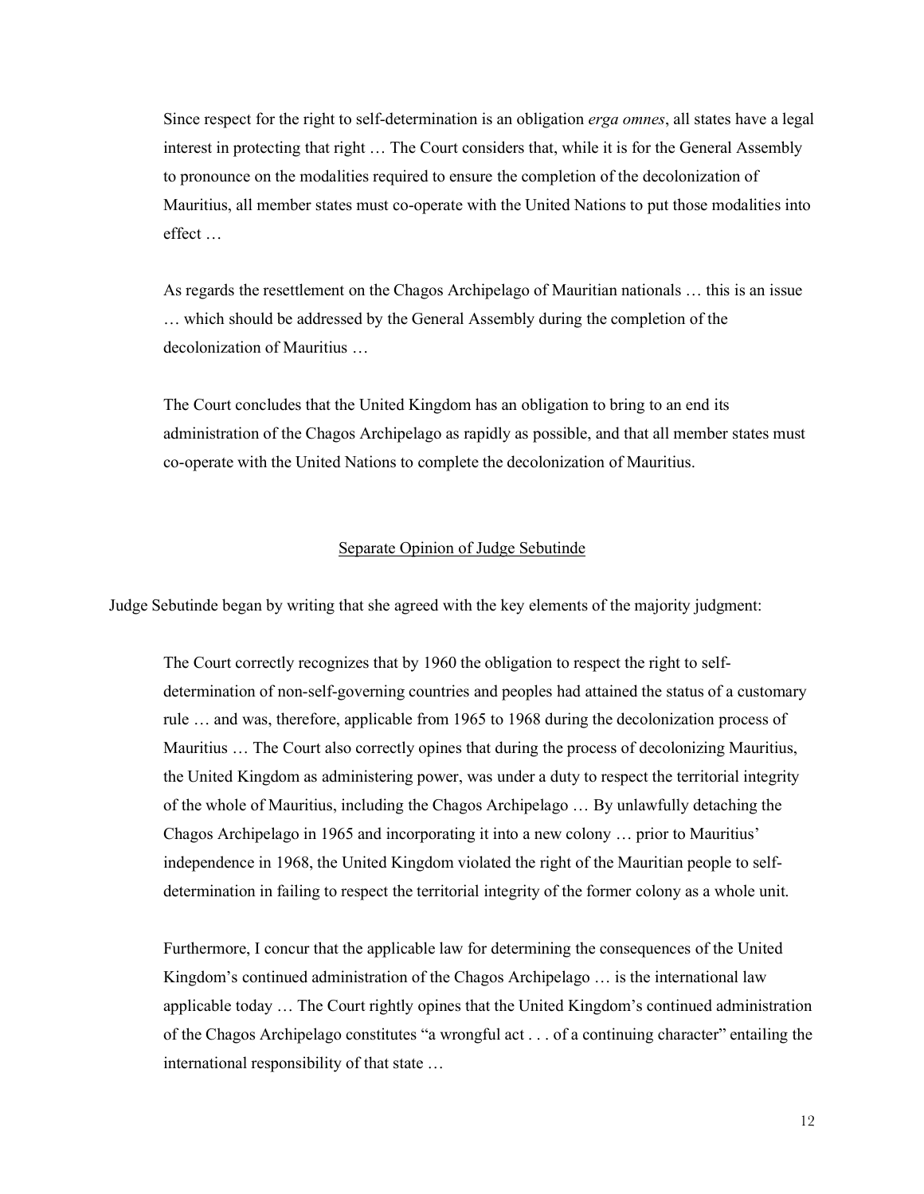> Since respect for the right to self-determination is an obligation *erga omnes*, all states have a legal interest in protecting that right … The Court considers that, while it is for the General Assembly to pronounce on the modalities required to ensure the completion of the decolonization of Mauritius, all member states must co-operate with the United Nations to put those modalities into effect …
>
> As regards the resettlement on the Chagos Archipelago of Mauritian nationals … this is an issue … which should be addressed by the General Assembly during the completion of the decolonization of Mauritius …
>
> The Court concludes that the United Kingdom has an obligation to bring to an end its administration of the Chagos Archipelago as rapidly as possible, and that all member states must co-operate with the United Nations to complete the decolonization of Mauritius.

<u>Separate Opinion of Judge Sebutinde</u>

Judge Sebutinde began by writing that she agreed with the key elements of the majority judgment:

> The Court correctly recognizes that by 1960 the obligation to respect the right to self-determination of non-self-governing countries and peoples had attained the status of a customary rule … and was, therefore, applicable from 1965 to 1968 during the decolonization process of Mauritius … The Court also correctly opines that during the process of decolonizing Mauritius, the United Kingdom as administering power, was under a duty to respect the territorial integrity of the whole of Mauritius, including the Chagos Archipelago … By unlawfully detaching the Chagos Archipelago in 1965 and incorporating it into a new colony … prior to Mauritius' independence in 1968, the United Kingdom violated the right of the Mauritian people to self-determination in failing to respect the territorial integrity of the former colony as a whole unit.
>
> Furthermore, I concur that the applicable law for determining the consequences of the United Kingdom's continued administration of the Chagos Archipelago … is the international law applicable today … The Court rightly opines that the United Kingdom's continued administration of the Chagos Archipelago constitutes "a wrongful act . . . of a continuing character" entailing the international responsibility of that state …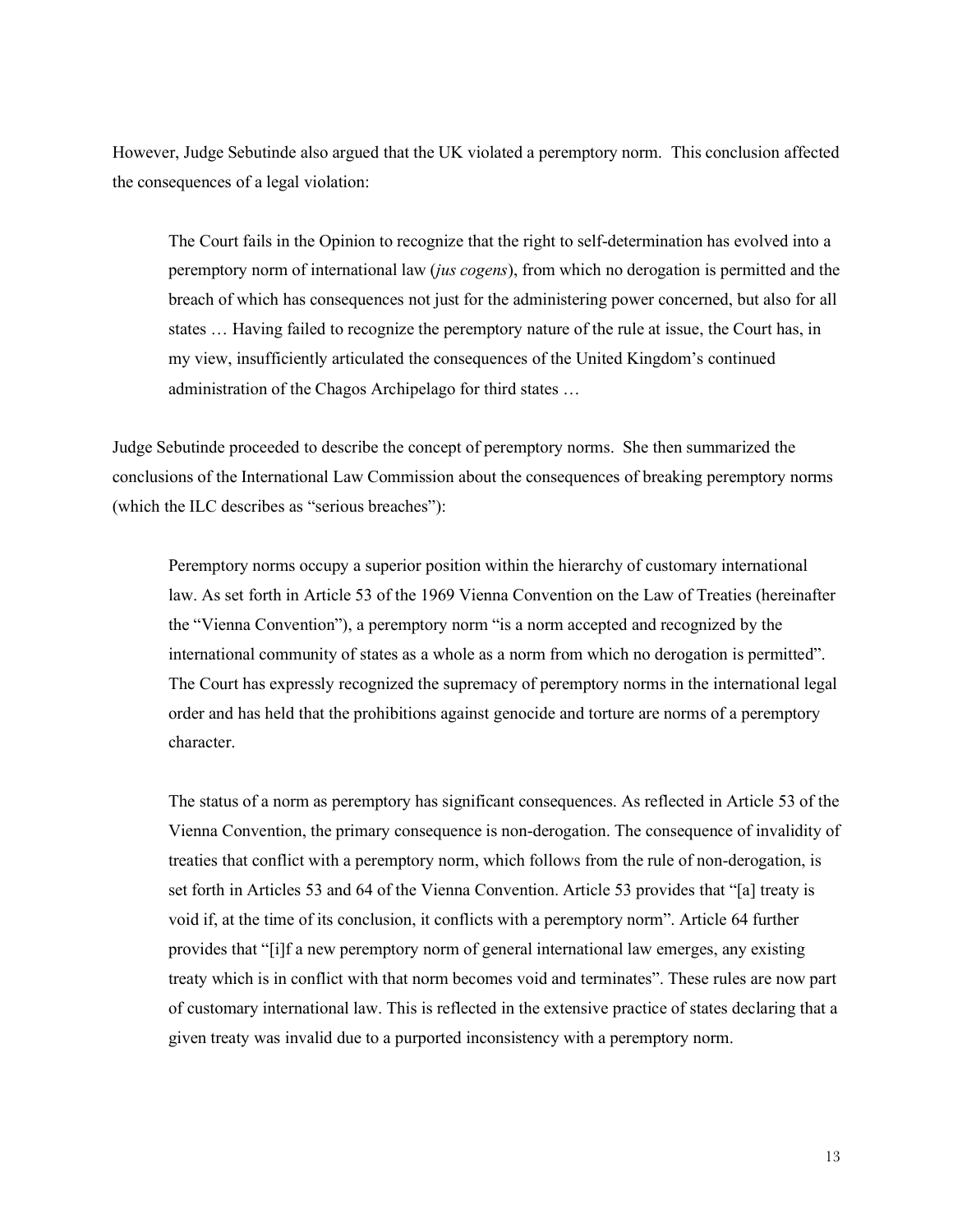However, Judge Sebutinde also argued that the UK violated a peremptory norm. This conclusion affected the consequences of a legal violation:

> The Court fails in the Opinion to recognize that the right to self-determination has evolved into a peremptory norm of international law (*jus cogens*), from which no derogation is permitted and the breach of which has consequences not just for the administering power concerned, but also for all states … Having failed to recognize the peremptory nature of the rule at issue, the Court has, in my view, insufficiently articulated the consequences of the United Kingdom's continued administration of the Chagos Archipelago for third states …

Judge Sebutinde proceeded to describe the concept of peremptory norms. She then summarized the conclusions of the International Law Commission about the consequences of breaking peremptory norms (which the ILC describes as "serious breaches"):

> Peremptory norms occupy a superior position within the hierarchy of customary international law. As set forth in Article 53 of the 1969 Vienna Convention on the Law of Treaties (hereinafter the "Vienna Convention"), a peremptory norm "is a norm accepted and recognized by the international community of states as a whole as a norm from which no derogation is permitted". The Court has expressly recognized the supremacy of peremptory norms in the international legal order and has held that the prohibitions against genocide and torture are norms of a peremptory character.
>
> The status of a norm as peremptory has significant consequences. As reflected in Article 53 of the Vienna Convention, the primary consequence is non-derogation. The consequence of invalidity of treaties that conflict with a peremptory norm, which follows from the rule of non-derogation, is set forth in Articles 53 and 64 of the Vienna Convention. Article 53 provides that "[a] treaty is void if, at the time of its conclusion, it conflicts with a peremptory norm". Article 64 further provides that "[i]f a new peremptory norm of general international law emerges, any existing treaty which is in conflict with that norm becomes void and terminates". These rules are now part of customary international law. This is reflected in the extensive practice of states declaring that a given treaty was invalid due to a purported inconsistency with a peremptory norm.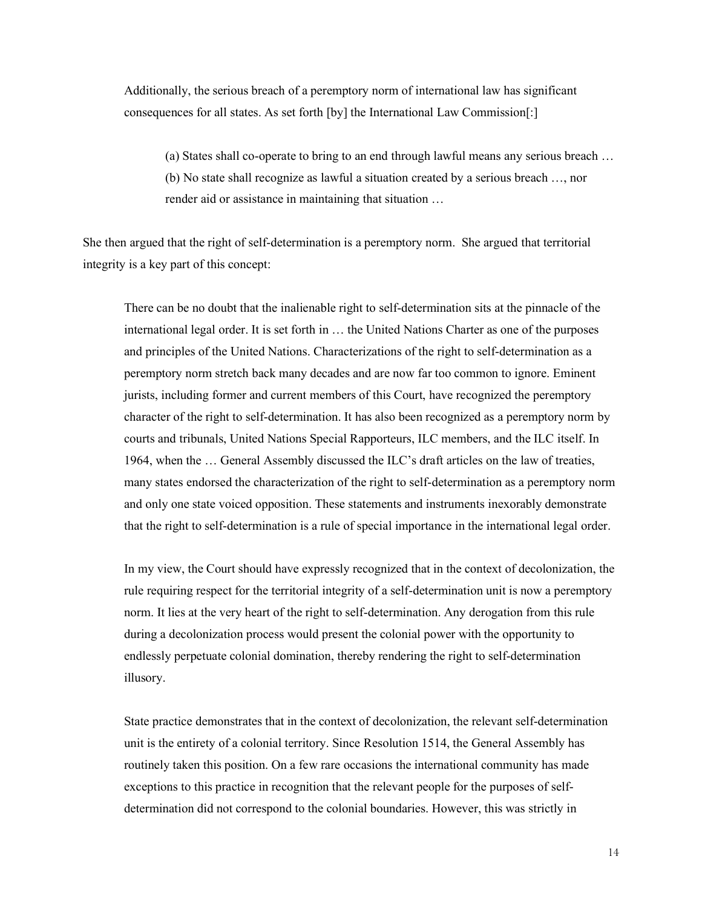> Additionally, the serious breach of a peremptory norm of international law has significant consequences for all states. As set forth [by] the International Law Commission[:]
>
> > (a) States shall co-operate to bring to an end through lawful means any serious breach …
> > (b) No state shall recognize as lawful a situation created by a serious breach …, nor render aid or assistance in maintaining that situation …

She then argued that the right of self-determination is a peremptory norm. She argued that territorial integrity is a key part of this concept:

> There can be no doubt that the inalienable right to self-determination sits at the pinnacle of the international legal order. It is set forth in … the United Nations Charter as one of the purposes and principles of the United Nations. Characterizations of the right to self-determination as a peremptory norm stretch back many decades and are now far too common to ignore. Eminent jurists, including former and current members of this Court, have recognized the peremptory character of the right to self-determination. It has also been recognized as a peremptory norm by courts and tribunals, United Nations Special Rapporteurs, ILC members, and the ILC itself. In 1964, when the … General Assembly discussed the ILC's draft articles on the law of treaties, many states endorsed the characterization of the right to self-determination as a peremptory norm and only one state voiced opposition. These statements and instruments inexorably demonstrate that the right to self-determination is a rule of special importance in the international legal order.
>
> In my view, the Court should have expressly recognized that in the context of decolonization, the rule requiring respect for the territorial integrity of a self-determination unit is now a peremptory norm. It lies at the very heart of the right to self-determination. Any derogation from this rule during a decolonization process would present the colonial power with the opportunity to endlessly perpetuate colonial domination, thereby rendering the right to self-determination illusory.
>
> State practice demonstrates that in the context of decolonization, the relevant self-determination unit is the entirety of a colonial territory. Since Resolution 1514, the General Assembly has routinely taken this position. On a few rare occasions the international community has made exceptions to this practice in recognition that the relevant people for the purposes of self-determination did not correspond to the colonial boundaries. However, this was strictly in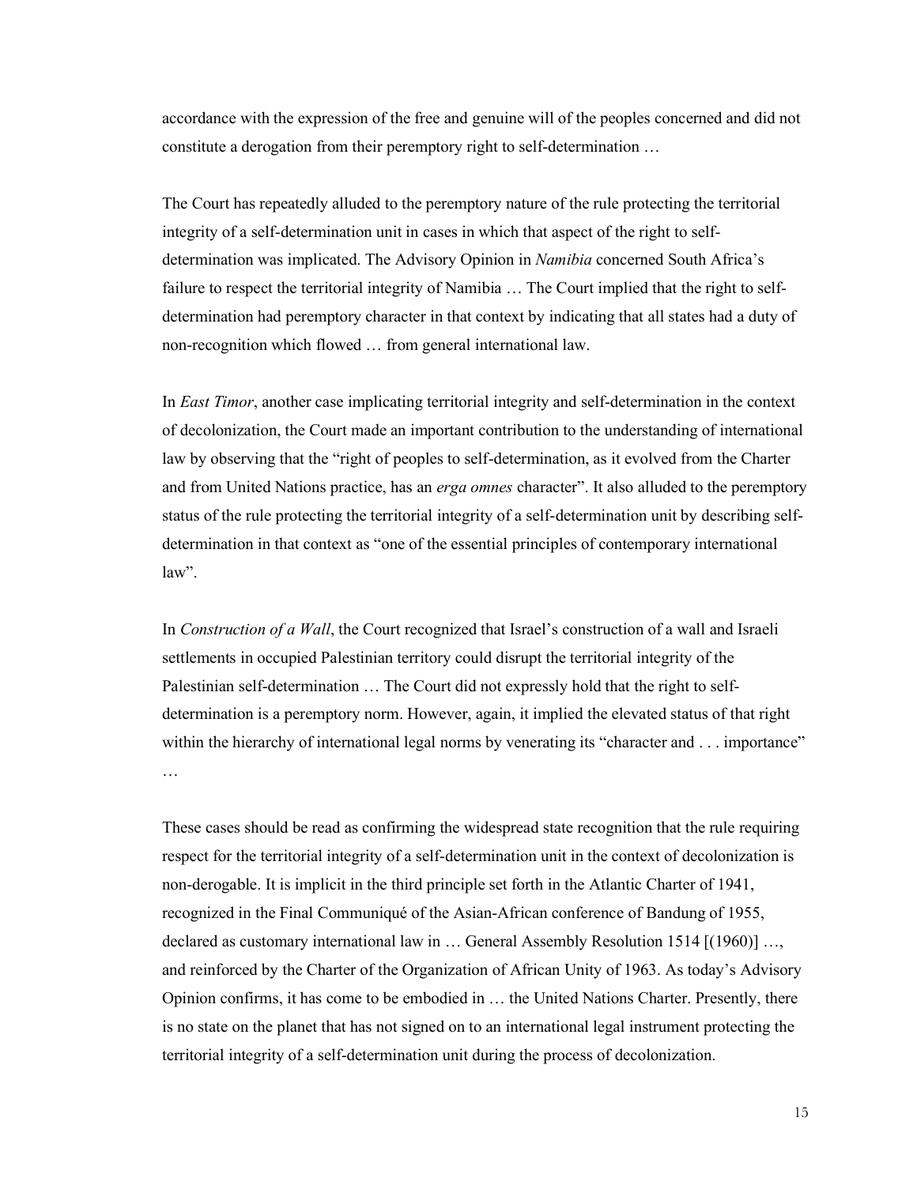accordance with the expression of the free and genuine will of the peoples concerned and did not constitute a derogation from their peremptory right to self-determination …

The Court has repeatedly alluded to the peremptory nature of the rule protecting the territorial integrity of a self-determination unit in cases in which that aspect of the right to self-determination was implicated. The Advisory Opinion in *Namibia* concerned South Africa's failure to respect the territorial integrity of Namibia … The Court implied that the right to self-determination had peremptory character in that context by indicating that all states had a duty of non-recognition which flowed … from general international law.

In *East Timor*, another case implicating territorial integrity and self-determination in the context of decolonization, the Court made an important contribution to the understanding of international law by observing that the "right of peoples to self-determination, as it evolved from the Charter and from United Nations practice, has an *erga omnes* character". It also alluded to the peremptory status of the rule protecting the territorial integrity of a self-determination unit by describing self-determination in that context as "one of the essential principles of contemporary international law".

In *Construction of a Wall*, the Court recognized that Israel's construction of a wall and Israeli settlements in occupied Palestinian territory could disrupt the territorial integrity of the Palestinian self-determination … The Court did not expressly hold that the right to self-determination is a peremptory norm. However, again, it implied the elevated status of that right within the hierarchy of international legal norms by venerating its "character and . . . importance" …

These cases should be read as confirming the widespread state recognition that the rule requiring respect for the territorial integrity of a self-determination unit in the context of decolonization is non-derogable. It is implicit in the third principle set forth in the Atlantic Charter of 1941, recognized in the Final Communiqué of the Asian-African conference of Bandung of 1955, declared as customary international law in … General Assembly Resolution 1514 [(1960)] …, and reinforced by the Charter of the Organization of African Unity of 1963. As today's Advisory Opinion confirms, it has come to be embodied in … the United Nations Charter. Presently, there is no state on the planet that has not signed on to an international legal instrument protecting the territorial integrity of a self-determination unit during the process of decolonization.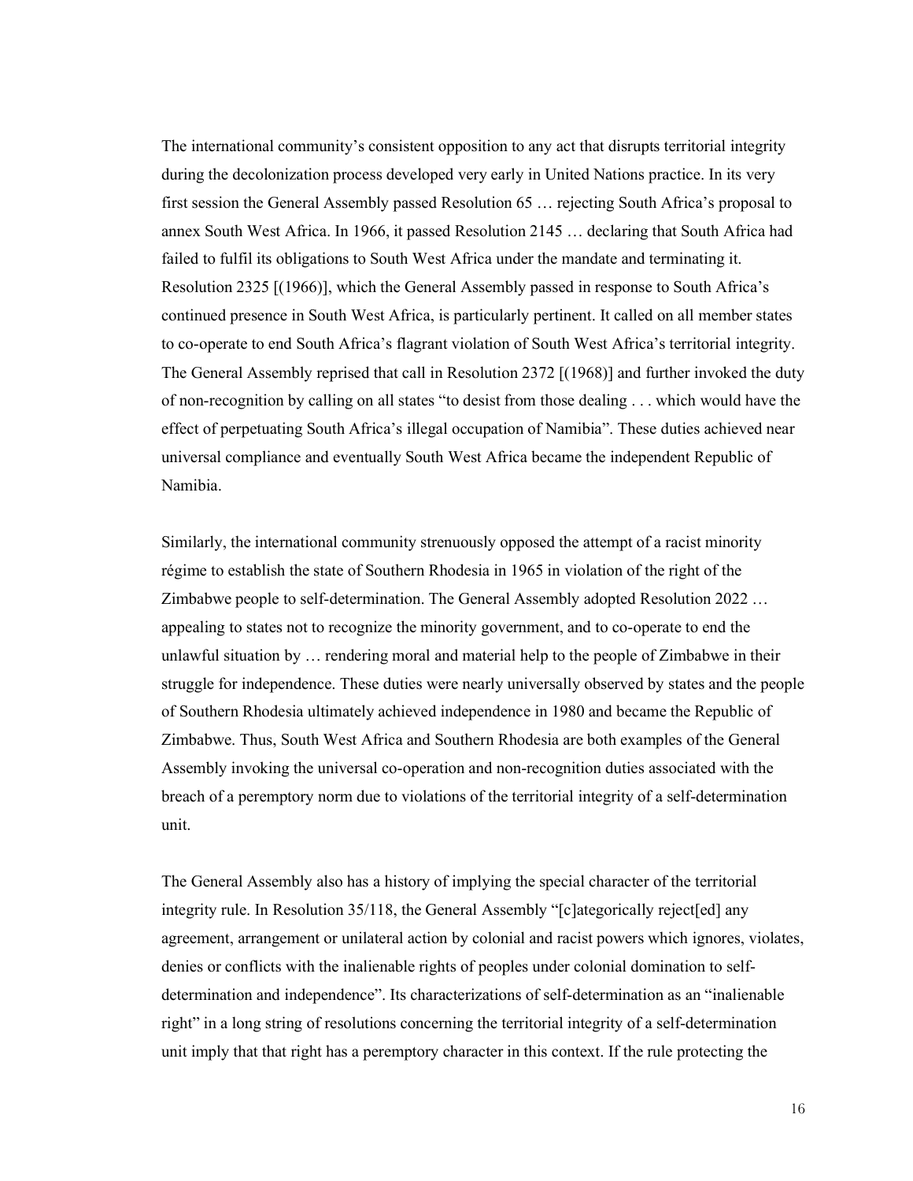The international community's consistent opposition to any act that disrupts territorial integrity during the decolonization process developed very early in United Nations practice. In its very first session the General Assembly passed Resolution 65 … rejecting South Africa's proposal to annex South West Africa. In 1966, it passed Resolution 2145 … declaring that South Africa had failed to fulfil its obligations to South West Africa under the mandate and terminating it. Resolution 2325 [(1966)], which the General Assembly passed in response to South Africa's continued presence in South West Africa, is particularly pertinent. It called on all member states to co-operate to end South Africa's flagrant violation of South West Africa's territorial integrity. The General Assembly reprised that call in Resolution 2372 [(1968)] and further invoked the duty of non-recognition by calling on all states "to desist from those dealing . . . which would have the effect of perpetuating South Africa's illegal occupation of Namibia". These duties achieved near universal compliance and eventually South West Africa became the independent Republic of Namibia.

Similarly, the international community strenuously opposed the attempt of a racist minority régime to establish the state of Southern Rhodesia in 1965 in violation of the right of the Zimbabwe people to self-determination. The General Assembly adopted Resolution 2022 … appealing to states not to recognize the minority government, and to co-operate to end the unlawful situation by … rendering moral and material help to the people of Zimbabwe in their struggle for independence. These duties were nearly universally observed by states and the people of Southern Rhodesia ultimately achieved independence in 1980 and became the Republic of Zimbabwe. Thus, South West Africa and Southern Rhodesia are both examples of the General Assembly invoking the universal co-operation and non-recognition duties associated with the breach of a peremptory norm due to violations of the territorial integrity of a self-determination unit.

The General Assembly also has a history of implying the special character of the territorial integrity rule. In Resolution 35/118, the General Assembly "[c]ategorically reject[ed] any agreement, arrangement or unilateral action by colonial and racist powers which ignores, violates, denies or conflicts with the inalienable rights of peoples under colonial domination to self-determination and independence". Its characterizations of self-determination as an "inalienable right" in a long string of resolutions concerning the territorial integrity of a self-determination unit imply that that right has a peremptory character in this context. If the rule protecting the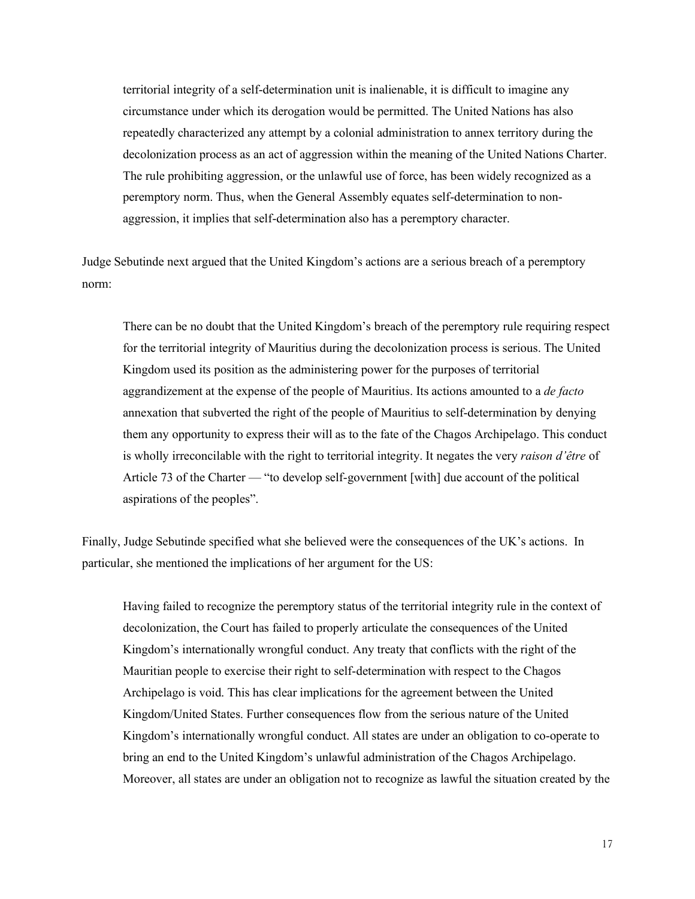> territorial integrity of a self-determination unit is inalienable, it is difficult to imagine any circumstance under which its derogation would be permitted. The United Nations has also repeatedly characterized any attempt by a colonial administration to annex territory during the decolonization process as an act of aggression within the meaning of the United Nations Charter. The rule prohibiting aggression, or the unlawful use of force, has been widely recognized as a peremptory norm. Thus, when the General Assembly equates self-determination to non-aggression, it implies that self-determination also has a peremptory character.

Judge Sebutinde next argued that the United Kingdom's actions are a serious breach of a peremptory norm:

> There can be no doubt that the United Kingdom's breach of the peremptory rule requiring respect for the territorial integrity of Mauritius during the decolonization process is serious. The United Kingdom used its position as the administering power for the purposes of territorial aggrandizement at the expense of the people of Mauritius. Its actions amounted to a *de facto* annexation that subverted the right of the people of Mauritius to self-determination by denying them any opportunity to express their will as to the fate of the Chagos Archipelago. This conduct is wholly irreconcilable with the right to territorial integrity. It negates the very *raison d'être* of Article 73 of the Charter — "to develop self-government [with] due account of the political aspirations of the peoples".

Finally, Judge Sebutinde specified what she believed were the consequences of the UK's actions. In particular, she mentioned the implications of her argument for the US:

> Having failed to recognize the peremptory status of the territorial integrity rule in the context of decolonization, the Court has failed to properly articulate the consequences of the United Kingdom's internationally wrongful conduct. Any treaty that conflicts with the right of the Mauritian people to exercise their right to self-determination with respect to the Chagos Archipelago is void. This has clear implications for the agreement between the United Kingdom/United States. Further consequences flow from the serious nature of the United Kingdom's internationally wrongful conduct. All states are under an obligation to co-operate to bring an end to the United Kingdom's unlawful administration of the Chagos Archipelago. Moreover, all states are under an obligation not to recognize as lawful the situation created by the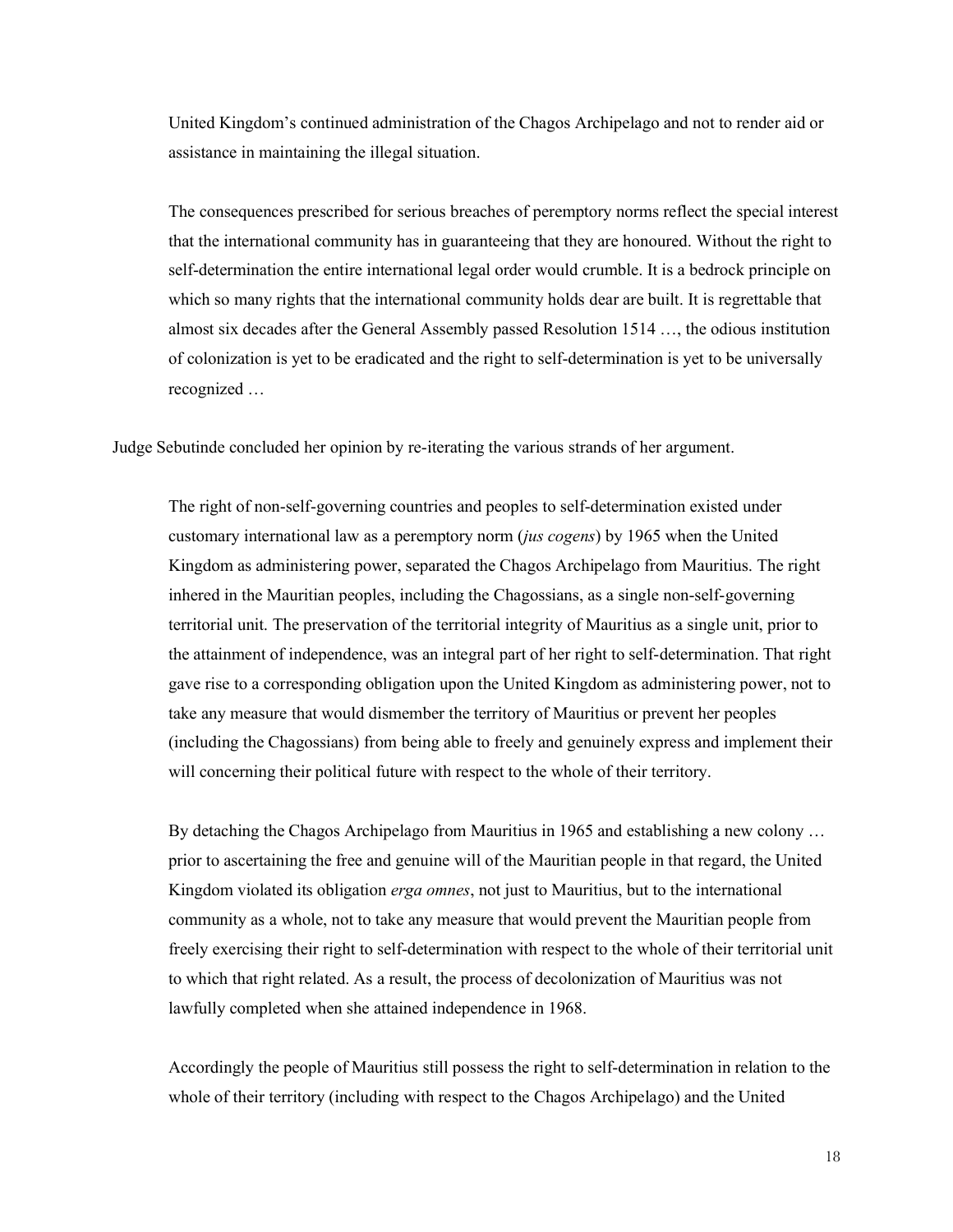> United Kingdom's continued administration of the Chagos Archipelago and not to render aid or assistance in maintaining the illegal situation.
>
> The consequences prescribed for serious breaches of peremptory norms reflect the special interest that the international community has in guaranteeing that they are honoured. Without the right to self-determination the entire international legal order would crumble. It is a bedrock principle on which so many rights that the international community holds dear are built. It is regrettable that almost six decades after the General Assembly passed Resolution 1514 …, the odious institution of colonization is yet to be eradicated and the right to self-determination is yet to be universally recognized …

Judge Sebutinde concluded her opinion by re-iterating the various strands of her argument.

> The right of non-self-governing countries and peoples to self-determination existed under customary international law as a peremptory norm (*jus cogens*) by 1965 when the United Kingdom as administering power, separated the Chagos Archipelago from Mauritius. The right inhered in the Mauritian peoples, including the Chagossians, as a single non-self-governing territorial unit. The preservation of the territorial integrity of Mauritius as a single unit, prior to the attainment of independence, was an integral part of her right to self-determination. That right gave rise to a corresponding obligation upon the United Kingdom as administering power, not to take any measure that would dismember the territory of Mauritius or prevent her peoples (including the Chagossians) from being able to freely and genuinely express and implement their will concerning their political future with respect to the whole of their territory.
>
> By detaching the Chagos Archipelago from Mauritius in 1965 and establishing a new colony … prior to ascertaining the free and genuine will of the Mauritian people in that regard, the United Kingdom violated its obligation *erga omnes*, not just to Mauritius, but to the international community as a whole, not to take any measure that would prevent the Mauritian people from freely exercising their right to self-determination with respect to the whole of their territorial unit to which that right related. As a result, the process of decolonization of Mauritius was not lawfully completed when she attained independence in 1968.
>
> Accordingly the people of Mauritius still possess the right to self-determination in relation to the whole of their territory (including with respect to the Chagos Archipelago) and the United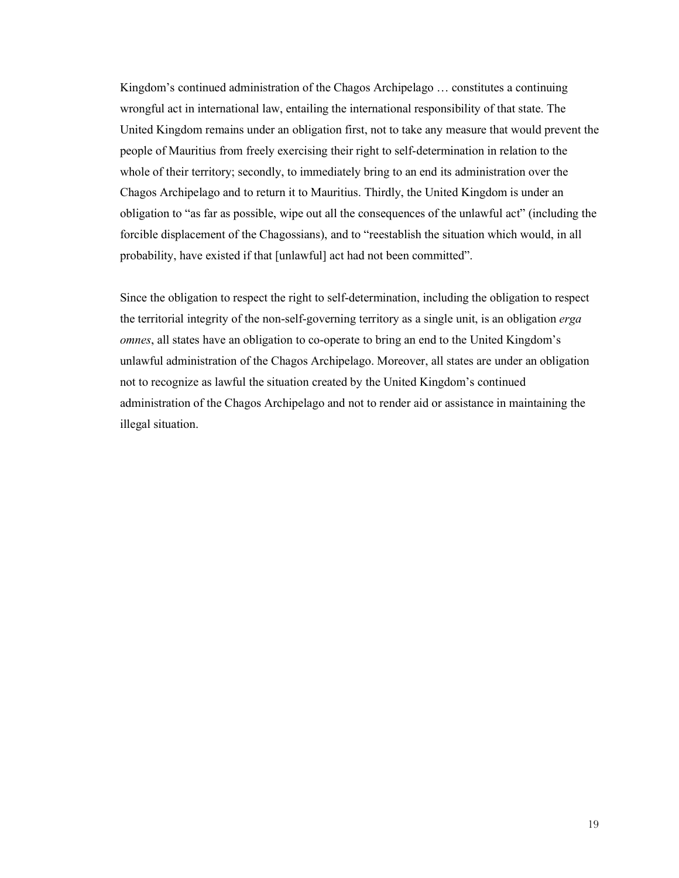Kingdom's continued administration of the Chagos Archipelago … constitutes a continuing wrongful act in international law, entailing the international responsibility of that state. The United Kingdom remains under an obligation first, not to take any measure that would prevent the people of Mauritius from freely exercising their right to self-determination in relation to the whole of their territory; secondly, to immediately bring to an end its administration over the Chagos Archipelago and to return it to Mauritius. Thirdly, the United Kingdom is under an obligation to "as far as possible, wipe out all the consequences of the unlawful act" (including the forcible displacement of the Chagossians), and to "reestablish the situation which would, in all probability, have existed if that [unlawful] act had not been committed".

Since the obligation to respect the right to self-determination, including the obligation to respect the territorial integrity of the non-self-governing territory as a single unit, is an obligation *erga omnes*, all states have an obligation to co-operate to bring an end to the United Kingdom's unlawful administration of the Chagos Archipelago. Moreover, all states are under an obligation not to recognize as lawful the situation created by the United Kingdom's continued administration of the Chagos Archipelago and not to render aid or assistance in maintaining the illegal situation.